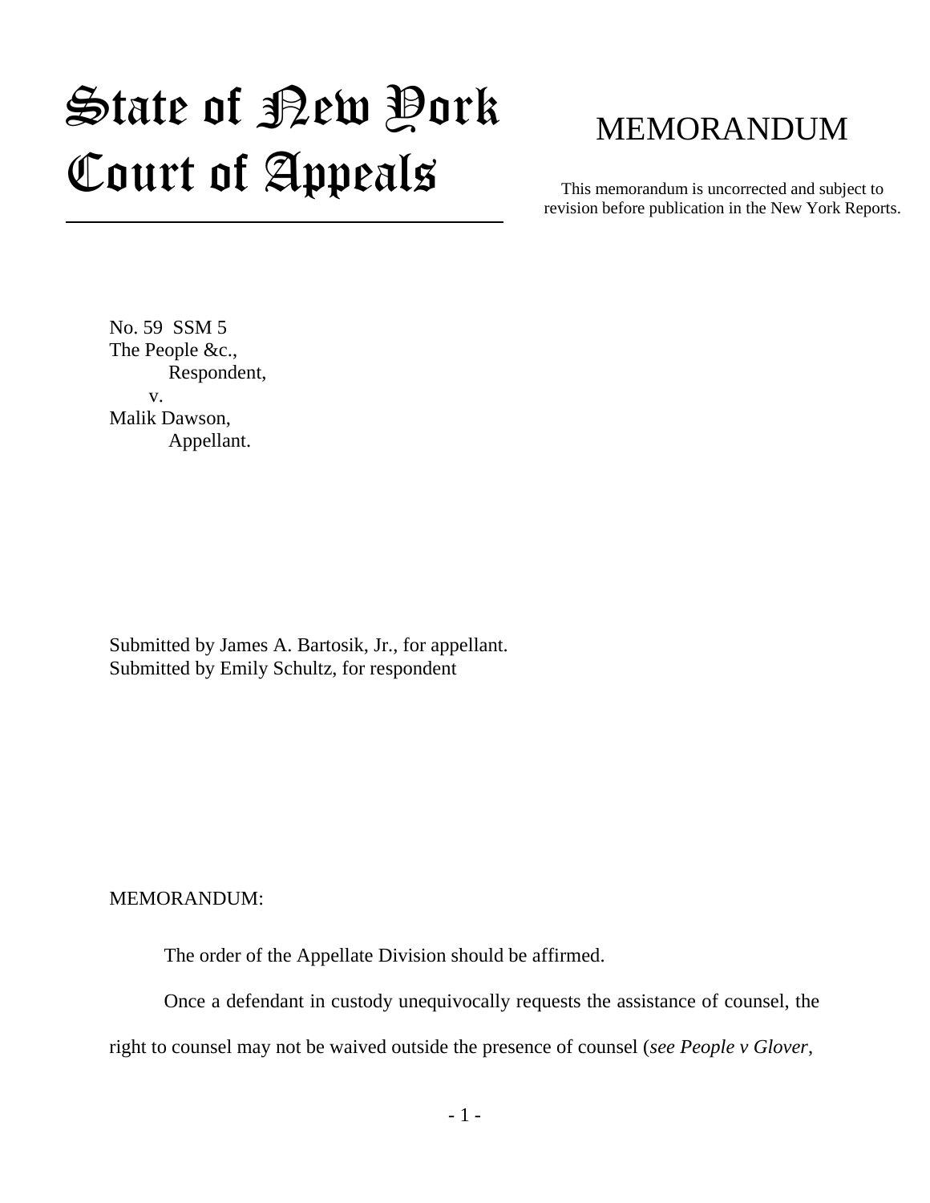# State of New York Court of Appeals

## MEMORANDUM

This memorandum is uncorrected and subject to revision before publication in the New York Reports.

No. 59 SSM 5
The People &c.,
Respondent,
v.
Malik Dawson,
Appellant.

Submitted by James A. Bartosik, Jr., for appellant.
Submitted by Emily Schultz, for respondent

MEMORANDUM:

The order of the Appellate Division should be affirmed.

Once a defendant in custody unequivocally requests the assistance of counsel, the right to counsel may not be waived outside the presence of counsel (*see People v Glover*,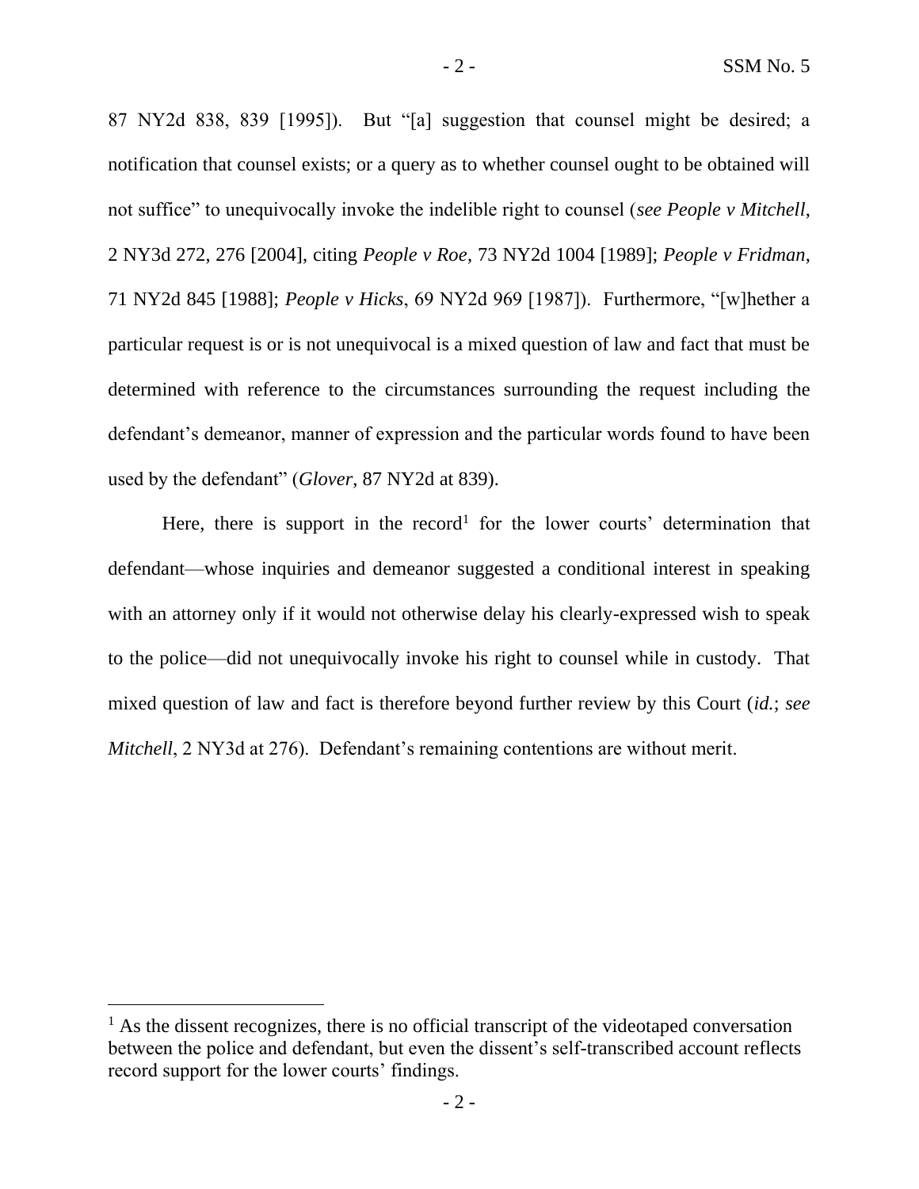87 NY2d 838, 839 [1995]). But "[a] suggestion that counsel might be desired; a notification that counsel exists; or a query as to whether counsel ought to be obtained will not suffice" to unequivocally invoke the indelible right to counsel (*see People v Mitchell*, 2 NY3d 272, 276 [2004], citing *People v Roe*, 73 NY2d 1004 [1989]; *People v Fridman*, 71 NY2d 845 [1988]; *People v Hicks*, 69 NY2d 969 [1987]). Furthermore, "[w]hether a particular request is or is not unequivocal is a mixed question of law and fact that must be determined with reference to the circumstances surrounding the request including the defendant's demeanor, manner of expression and the particular words found to have been used by the defendant" (*Glover*, 87 NY2d at 839).

Here, there is support in the record[1] for the lower courts' determination that defendant—whose inquiries and demeanor suggested a conditional interest in speaking with an attorney only if it would not otherwise delay his clearly-expressed wish to speak to the police—did not unequivocally invoke his right to counsel while in custody. That mixed question of law and fact is therefore beyond further review by this Court (*id.*; *see Mitchell*, 2 NY3d at 276). Defendant's remaining contentions are without merit.

[1] As the dissent recognizes, there is no official transcript of the videotaped conversation between the police and defendant, but even the dissent's self-transcribed account reflects record support for the lower courts' findings.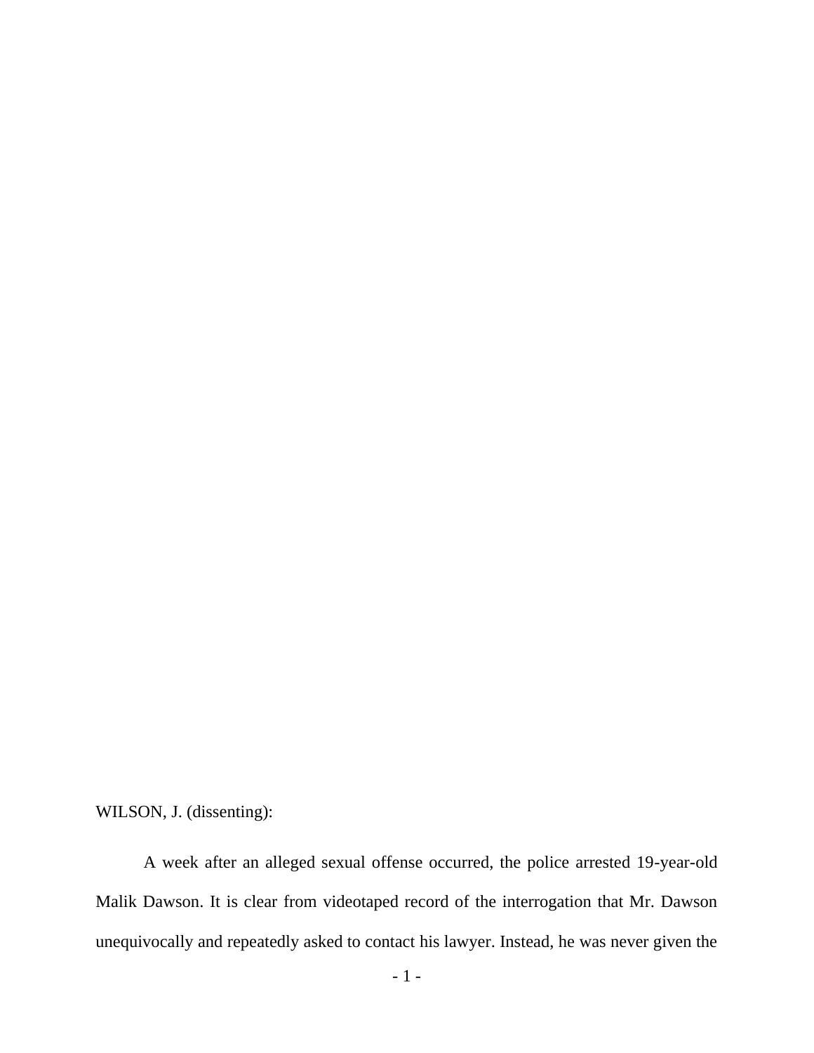WILSON, J. (dissenting):

A week after an alleged sexual offense occurred, the police arrested 19-year-old Malik Dawson. It is clear from videotaped record of the interrogation that Mr. Dawson unequivocally and repeatedly asked to contact his lawyer. Instead, he was never given the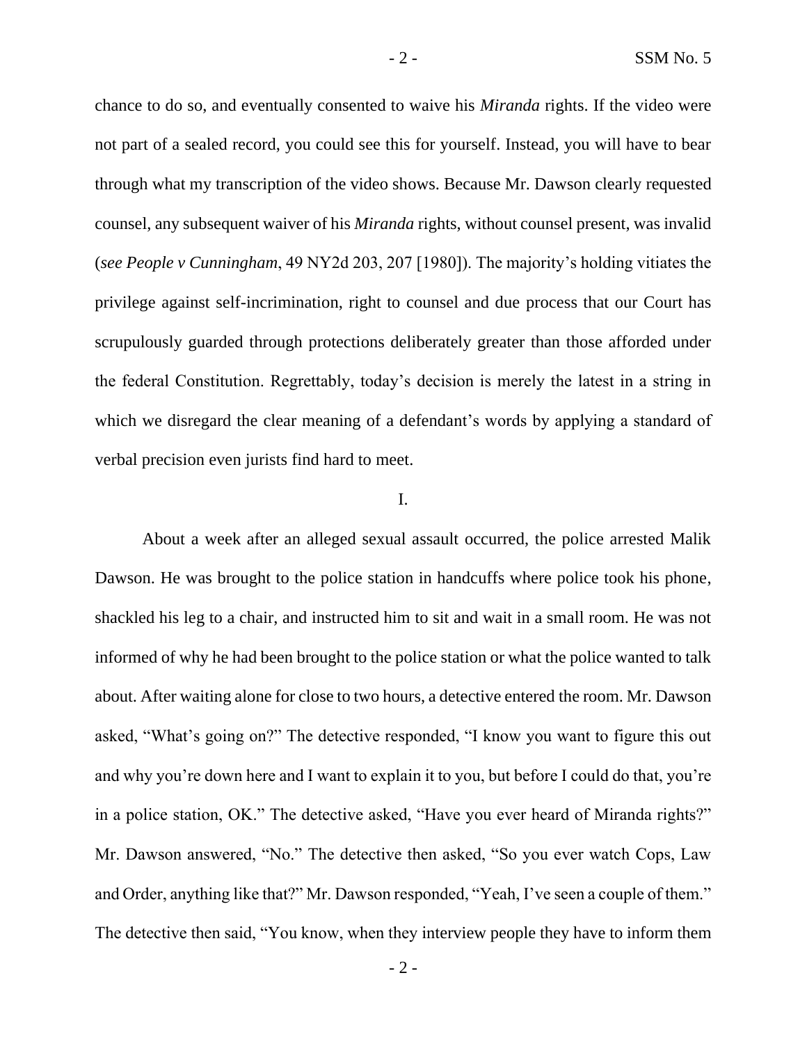chance to do so, and eventually consented to waive his *Miranda* rights. If the video were not part of a sealed record, you could see this for yourself. Instead, you will have to bear through what my transcription of the video shows. Because Mr. Dawson clearly requested counsel, any subsequent waiver of his *Miranda* rights, without counsel present, was invalid (*see People v Cunningham*, 49 NY2d 203, 207 [1980]). The majority's holding vitiates the privilege against self-incrimination, right to counsel and due process that our Court has scrupulously guarded through protections deliberately greater than those afforded under the federal Constitution. Regrettably, today's decision is merely the latest in a string in which we disregard the clear meaning of a defendant's words by applying a standard of verbal precision even jurists find hard to meet.

## I.

About a week after an alleged sexual assault occurred, the police arrested Malik Dawson. He was brought to the police station in handcuffs where police took his phone, shackled his leg to a chair, and instructed him to sit and wait in a small room. He was not informed of why he had been brought to the police station or what the police wanted to talk about. After waiting alone for close to two hours, a detective entered the room. Mr. Dawson asked, "What's going on?" The detective responded, "I know you want to figure this out and why you're down here and I want to explain it to you, but before I could do that, you're in a police station, OK." The detective asked, "Have you ever heard of Miranda rights?" Mr. Dawson answered, "No." The detective then asked, "So you ever watch Cops, Law and Order, anything like that?" Mr. Dawson responded, "Yeah, I've seen a couple of them." The detective then said, "You know, when they interview people they have to inform them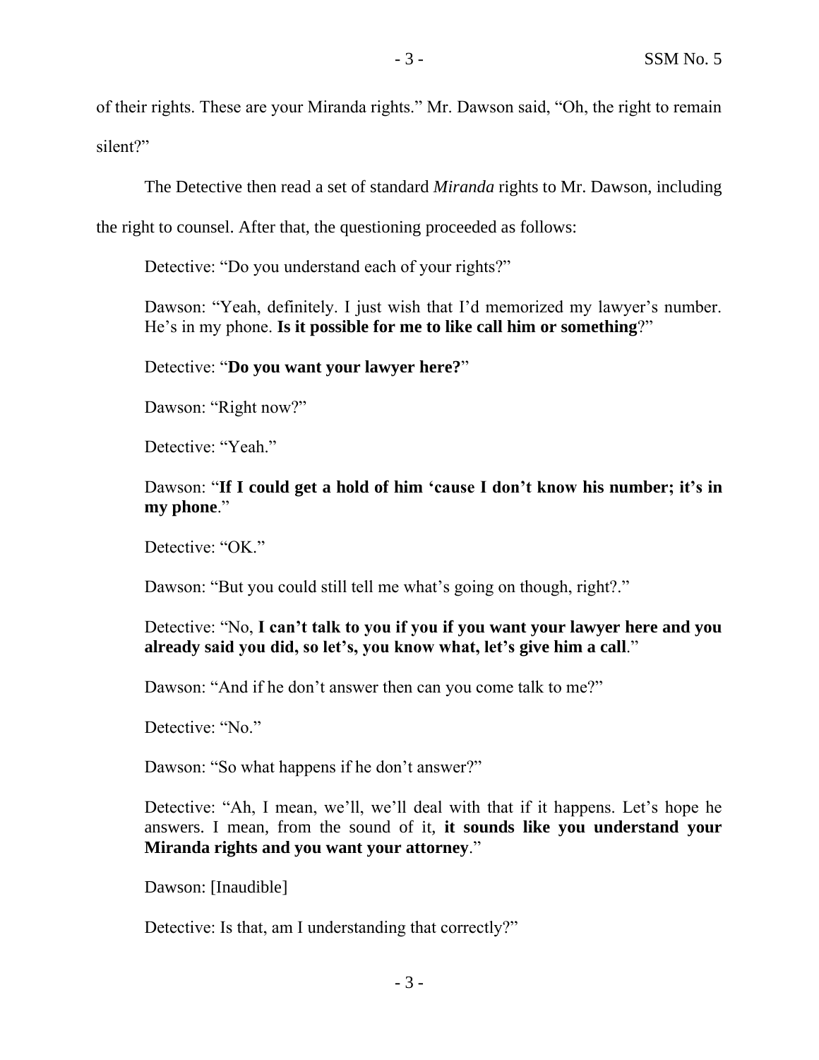of their rights. These are your Miranda rights." Mr. Dawson said, "Oh, the right to remain silent?"

The Detective then read a set of standard *Miranda* rights to Mr. Dawson, including the right to counsel. After that, the questioning proceeded as follows:

> Detective: "Do you understand each of your rights?"
>
> Dawson: "Yeah, definitely. I just wish that I'd memorized my lawyer's number. He's in my phone. **Is it possible for me to like call him or something**?"
>
> Detective: "**Do you want your lawyer here?**"
>
> Dawson: "Right now?"
>
> Detective: "Yeah."
>
> Dawson: "**If I could get a hold of him 'cause I don't know his number; it's in my phone**."
>
> Detective: "OK."
>
> Dawson: "But you could still tell me what's going on though, right?."
>
> Detective: "No, **I can't talk to you if you if you want your lawyer here and you already said you did, so let's, you know what, let's give him a call**."
>
> Dawson: "And if he don't answer then can you come talk to me?"
>
> Detective: "No."
>
> Dawson: "So what happens if he don't answer?"
>
> Detective: "Ah, I mean, we'll, we'll deal with that if it happens. Let's hope he answers. I mean, from the sound of it, **it sounds like you understand your Miranda rights and you want your attorney**."
>
> Dawson: [Inaudible]
>
> Detective: Is that, am I understanding that correctly?"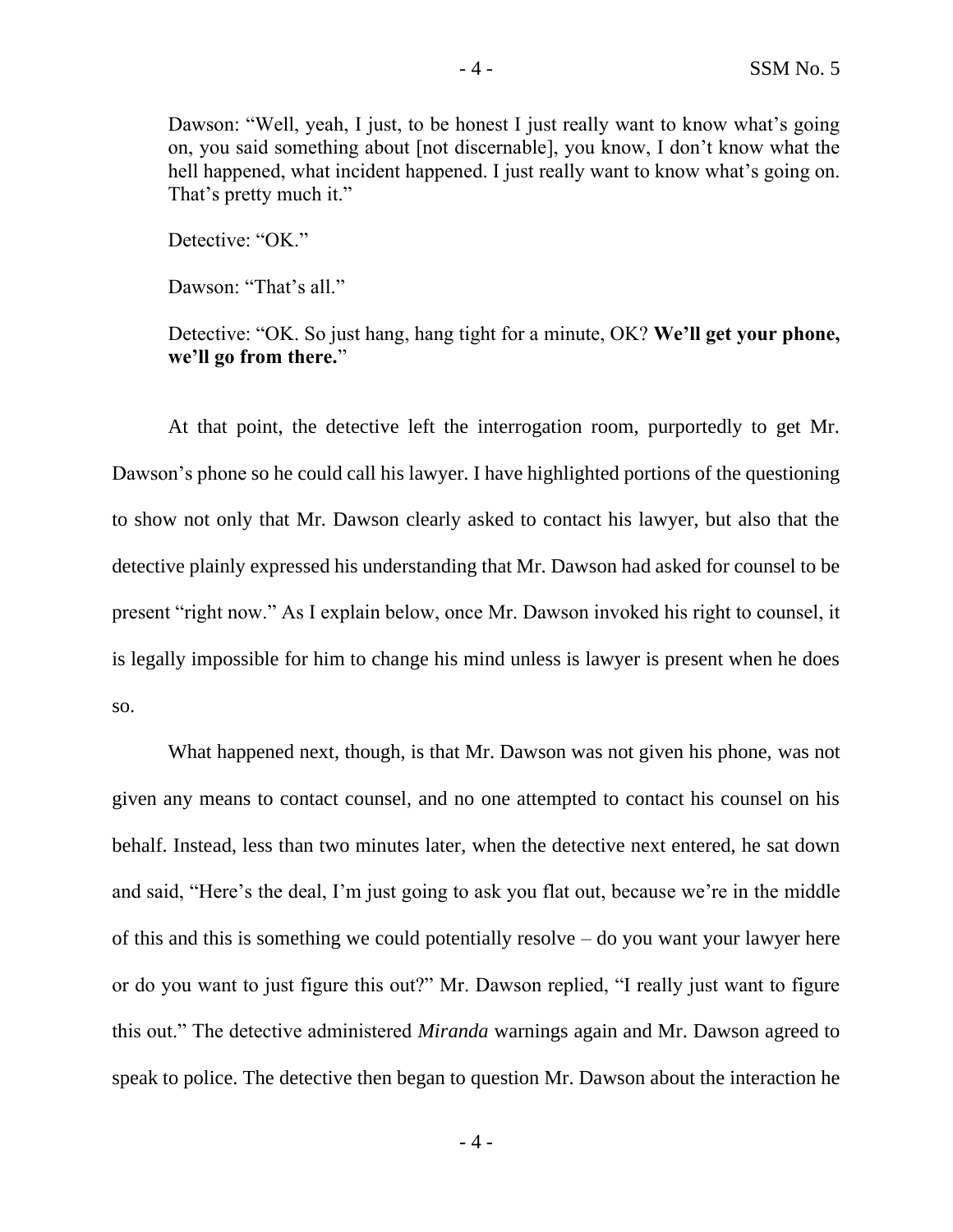Dawson: "Well, yeah, I just, to be honest I just really want to know what's going on, you said something about [not discernable], you know, I don't know what the hell happened, what incident happened. I just really want to know what's going on. That's pretty much it."

Detective: "OK."

Dawson: "That's all."

Detective: "OK. So just hang, hang tight for a minute, OK? **We'll get your phone, we'll go from there.**"

At that point, the detective left the interrogation room, purportedly to get Mr. Dawson's phone so he could call his lawyer. I have highlighted portions of the questioning to show not only that Mr. Dawson clearly asked to contact his lawyer, but also that the detective plainly expressed his understanding that Mr. Dawson had asked for counsel to be present "right now." As I explain below, once Mr. Dawson invoked his right to counsel, it is legally impossible for him to change his mind unless is lawyer is present when he does so.

What happened next, though, is that Mr. Dawson was not given his phone, was not given any means to contact counsel, and no one attempted to contact his counsel on his behalf. Instead, less than two minutes later, when the detective next entered, he sat down and said, "Here's the deal, I'm just going to ask you flat out, because we're in the middle of this and this is something we could potentially resolve – do you want your lawyer here or do you want to just figure this out?" Mr. Dawson replied, "I really just want to figure this out." The detective administered *Miranda* warnings again and Mr. Dawson agreed to speak to police. The detective then began to question Mr. Dawson about the interaction he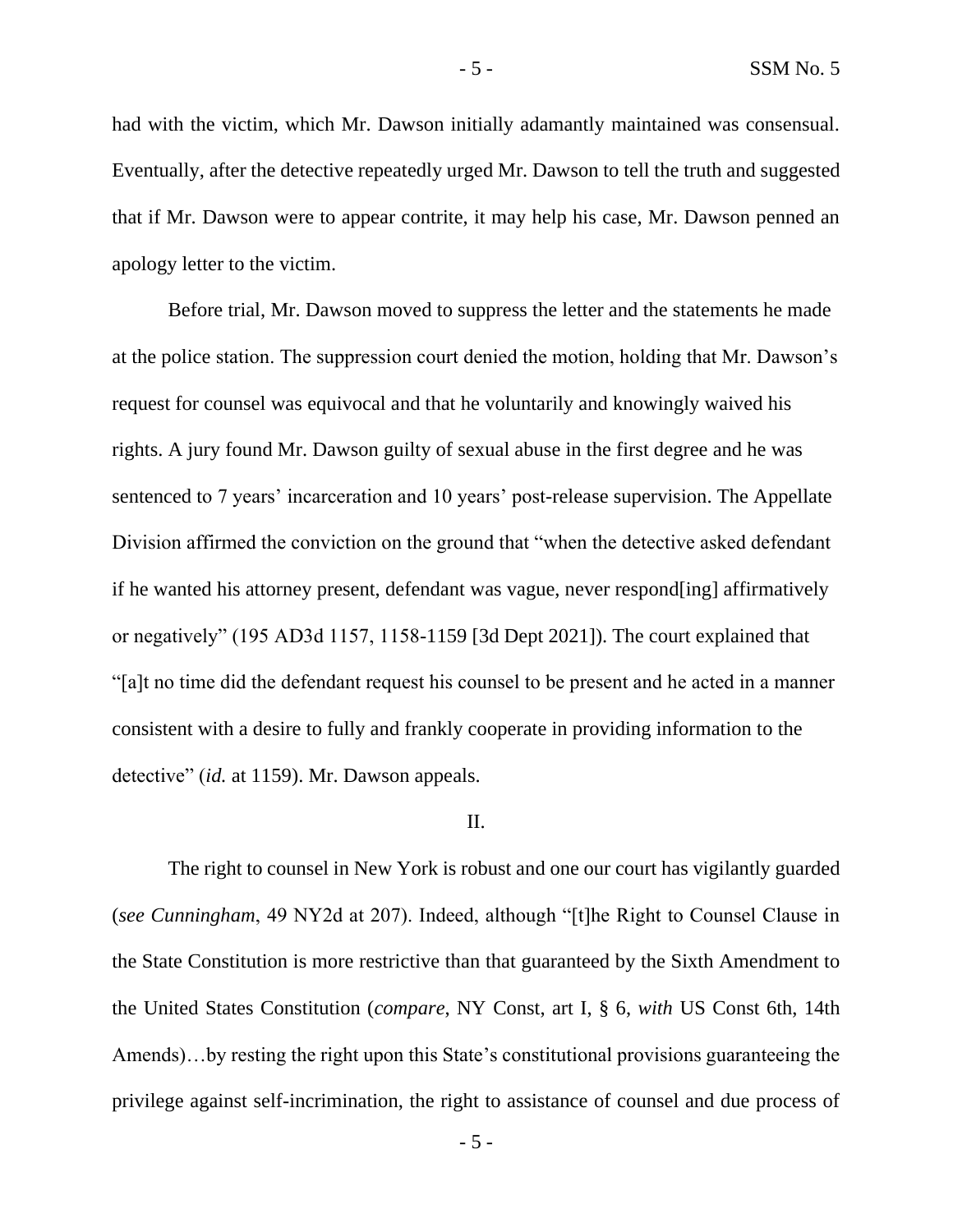had with the victim, which Mr. Dawson initially adamantly maintained was consensual. Eventually, after the detective repeatedly urged Mr. Dawson to tell the truth and suggested that if Mr. Dawson were to appear contrite, it may help his case, Mr. Dawson penned an apology letter to the victim.

Before trial, Mr. Dawson moved to suppress the letter and the statements he made at the police station. The suppression court denied the motion, holding that Mr. Dawson's request for counsel was equivocal and that he voluntarily and knowingly waived his rights. A jury found Mr. Dawson guilty of sexual abuse in the first degree and he was sentenced to 7 years' incarceration and 10 years' post-release supervision. The Appellate Division affirmed the conviction on the ground that "when the detective asked defendant if he wanted his attorney present, defendant was vague, never respond[ing] affirmatively or negatively" (195 AD3d 1157, 1158-1159 [3d Dept 2021]). The court explained that "[a]t no time did the defendant request his counsel to be present and he acted in a manner consistent with a desire to fully and frankly cooperate in providing information to the detective" (*id.* at 1159). Mr. Dawson appeals.

II.

The right to counsel in New York is robust and one our court has vigilantly guarded (*see Cunningham*, 49 NY2d at 207). Indeed, although "[t]he Right to Counsel Clause in the State Constitution is more restrictive than that guaranteed by the Sixth Amendment to the United States Constitution (*compare*, NY Const, art I, § 6, *with* US Const 6th, 14th Amends)…by resting the right upon this State's constitutional provisions guaranteeing the privilege against self-incrimination, the right to assistance of counsel and due process of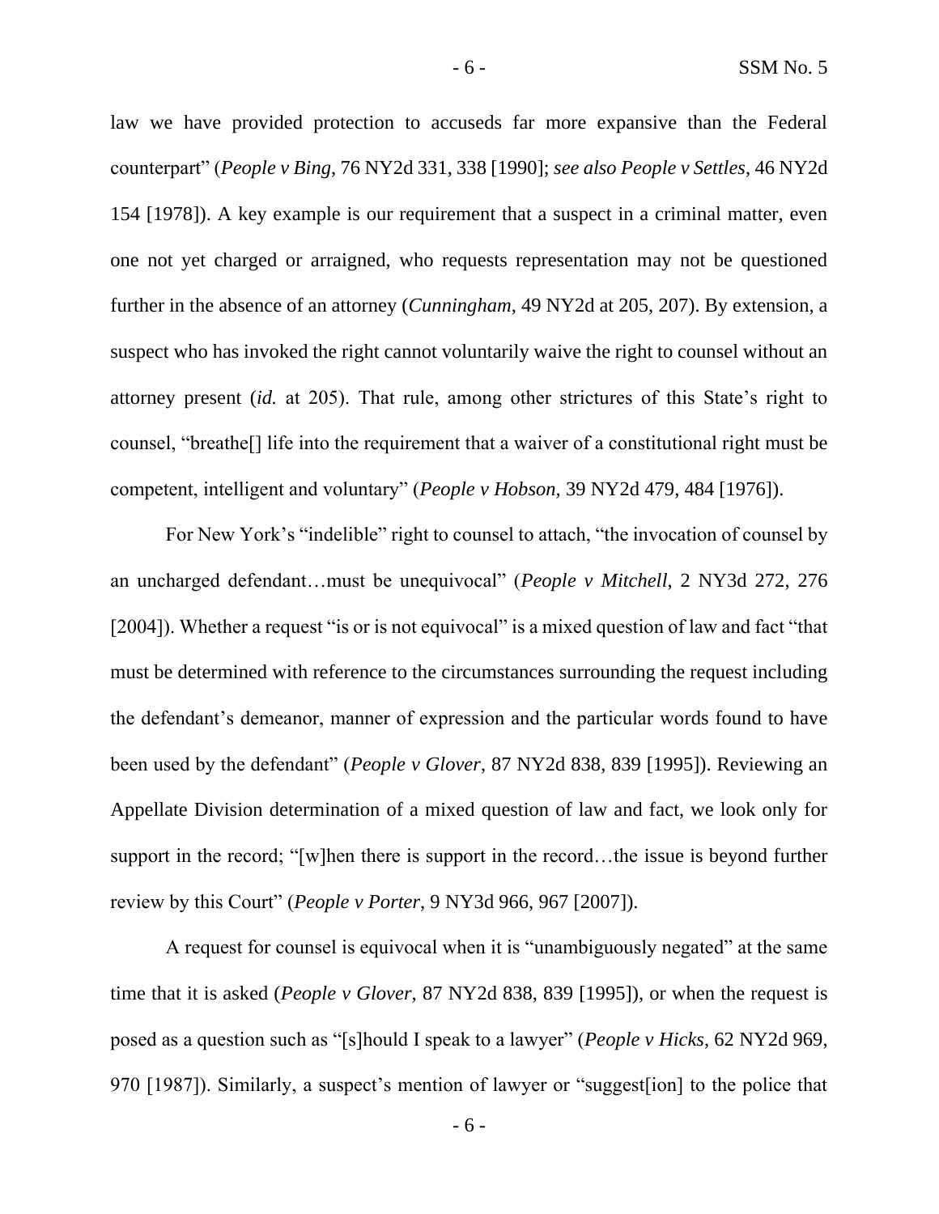law we have provided protection to accuseds far more expansive than the Federal counterpart" (*People v Bing*, 76 NY2d 331, 338 [1990]; *see also People v Settles*, 46 NY2d 154 [1978]). A key example is our requirement that a suspect in a criminal matter, even one not yet charged or arraigned, who requests representation may not be questioned further in the absence of an attorney (*Cunningham*, 49 NY2d at 205, 207). By extension, a suspect who has invoked the right cannot voluntarily waive the right to counsel without an attorney present (*id.* at 205). That rule, among other strictures of this State's right to counsel, "breathe[] life into the requirement that a waiver of a constitutional right must be competent, intelligent and voluntary" (*People v Hobson,* 39 NY2d 479, 484 [1976]).

For New York's "indelible" right to counsel to attach, "the invocation of counsel by an uncharged defendant…must be unequivocal" (*People v Mitchell*, 2 NY3d 272, 276 [2004]). Whether a request "is or is not equivocal" is a mixed question of law and fact "that must be determined with reference to the circumstances surrounding the request including the defendant's demeanor, manner of expression and the particular words found to have been used by the defendant" (*People v Glover*, 87 NY2d 838, 839 [1995]). Reviewing an Appellate Division determination of a mixed question of law and fact, we look only for support in the record; "[w]hen there is support in the record…the issue is beyond further review by this Court" (*People v Porter*, 9 NY3d 966, 967 [2007]).

A request for counsel is equivocal when it is "unambiguously negated" at the same time that it is asked (*People v Glover*, 87 NY2d 838, 839 [1995]), or when the request is posed as a question such as "[s]hould I speak to a lawyer" (*People v Hicks*, 62 NY2d 969, 970 [1987]). Similarly, a suspect's mention of lawyer or "suggest[ion] to the police that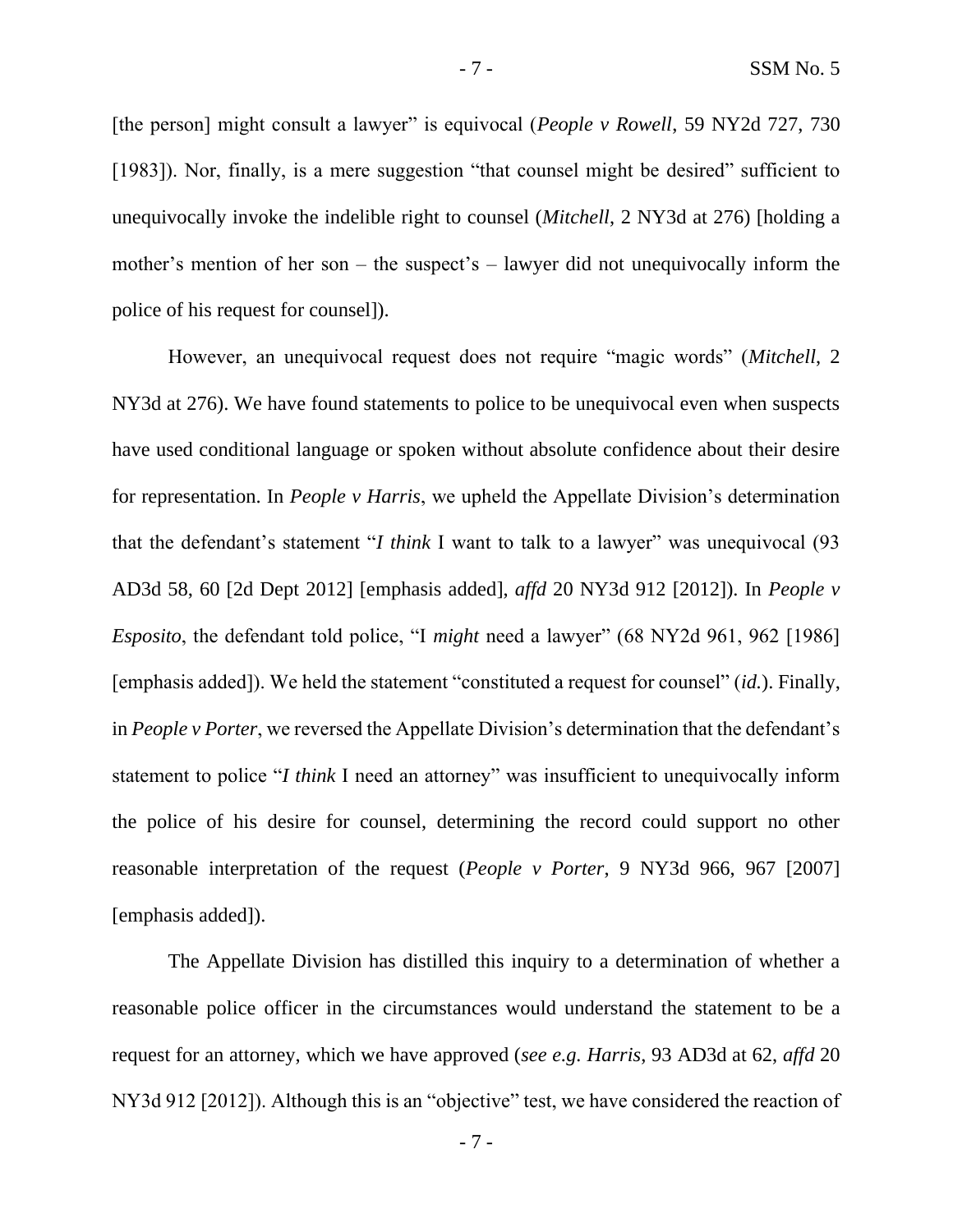[the person] might consult a lawyer" is equivocal (*People v Rowell*, 59 NY2d 727, 730 [1983]). Nor, finally, is a mere suggestion "that counsel might be desired" sufficient to unequivocally invoke the indelible right to counsel (*Mitchell*, 2 NY3d at 276) [holding a mother's mention of her son – the suspect's – lawyer did not unequivocally inform the police of his request for counsel]).

However, an unequivocal request does not require "magic words" (*Mitchell*, 2 NY3d at 276). We have found statements to police to be unequivocal even when suspects have used conditional language or spoken without absolute confidence about their desire for representation. In *People v Harris*, we upheld the Appellate Division's determination that the defendant's statement "*I think* I want to talk to a lawyer" was unequivocal (93 AD3d 58, 60 [2d Dept 2012] [emphasis added], *affd* 20 NY3d 912 [2012]). In *People v Esposito*, the defendant told police, "I *might* need a lawyer" (68 NY2d 961, 962 [1986] [emphasis added]). We held the statement "constituted a request for counsel" (*id.*). Finally, in *People v Porter*, we reversed the Appellate Division's determination that the defendant's statement to police "*I think* I need an attorney" was insufficient to unequivocally inform the police of his desire for counsel, determining the record could support no other reasonable interpretation of the request (*People v Porter*, 9 NY3d 966, 967 [2007] [emphasis added]).

The Appellate Division has distilled this inquiry to a determination of whether a reasonable police officer in the circumstances would understand the statement to be a request for an attorney, which we have approved (*see e.g. Harris*, 93 AD3d at 62, *affd* 20 NY3d 912 [2012]). Although this is an "objective" test, we have considered the reaction of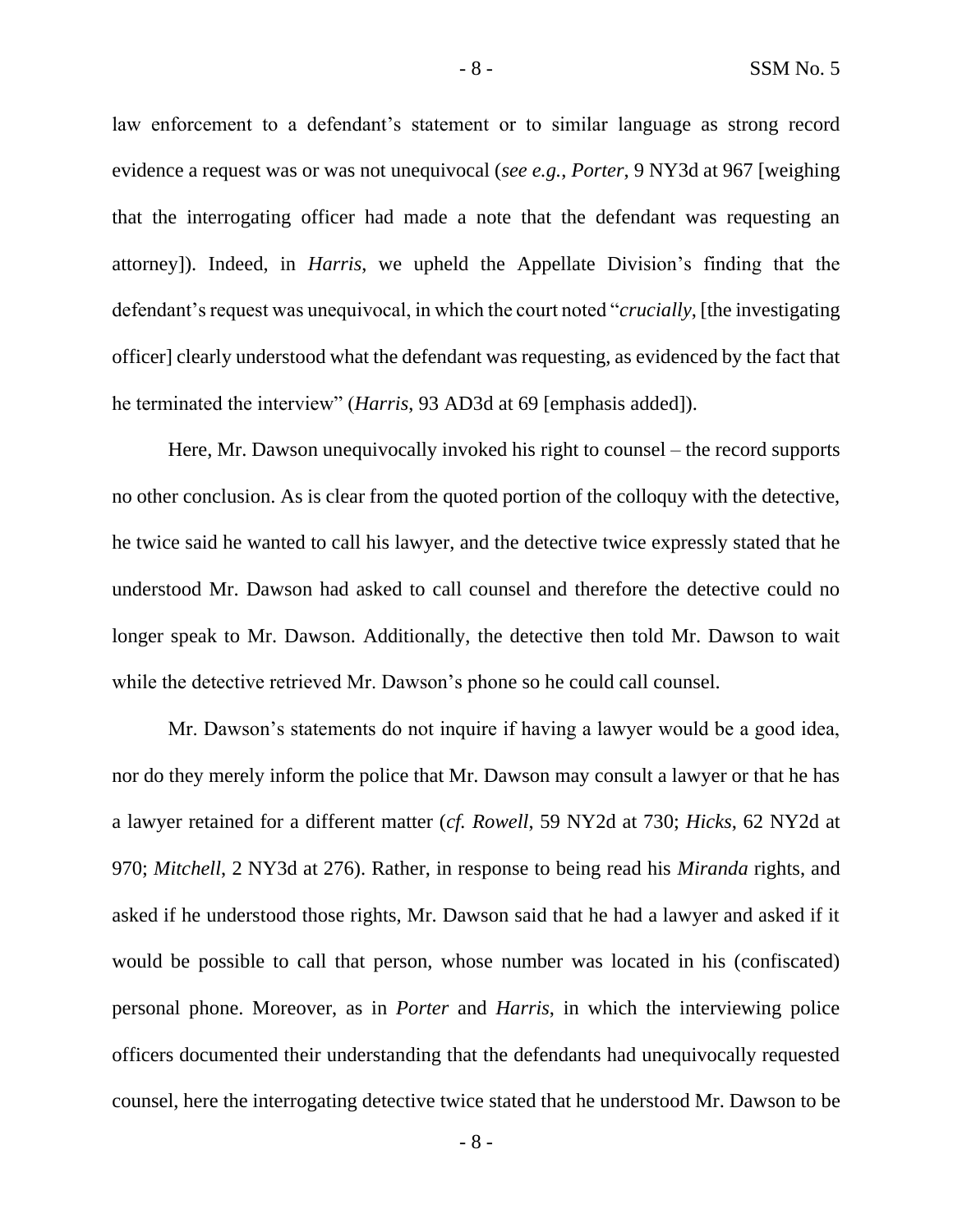law enforcement to a defendant's statement or to similar language as strong record evidence a request was or was not unequivocal (*see e.g.*, *Porter*, 9 NY3d at 967 [weighing that the interrogating officer had made a note that the defendant was requesting an attorney]). Indeed, in *Harris*, we upheld the Appellate Division's finding that the defendant's request was unequivocal, in which the court noted "*crucially*, [the investigating officer] clearly understood what the defendant was requesting, as evidenced by the fact that he terminated the interview" (*Harris*, 93 AD3d at 69 [emphasis added]).

Here, Mr. Dawson unequivocally invoked his right to counsel – the record supports no other conclusion. As is clear from the quoted portion of the colloquy with the detective, he twice said he wanted to call his lawyer, and the detective twice expressly stated that he understood Mr. Dawson had asked to call counsel and therefore the detective could no longer speak to Mr. Dawson. Additionally, the detective then told Mr. Dawson to wait while the detective retrieved Mr. Dawson's phone so he could call counsel.

Mr. Dawson's statements do not inquire if having a lawyer would be a good idea, nor do they merely inform the police that Mr. Dawson may consult a lawyer or that he has a lawyer retained for a different matter (*cf. Rowell*, 59 NY2d at 730; *Hicks*, 62 NY2d at 970; *Mitchell*, 2 NY3d at 276). Rather, in response to being read his *Miranda* rights, and asked if he understood those rights, Mr. Dawson said that he had a lawyer and asked if it would be possible to call that person, whose number was located in his (confiscated) personal phone. Moreover, as in *Porter* and *Harris*, in which the interviewing police officers documented their understanding that the defendants had unequivocally requested counsel, here the interrogating detective twice stated that he understood Mr. Dawson to be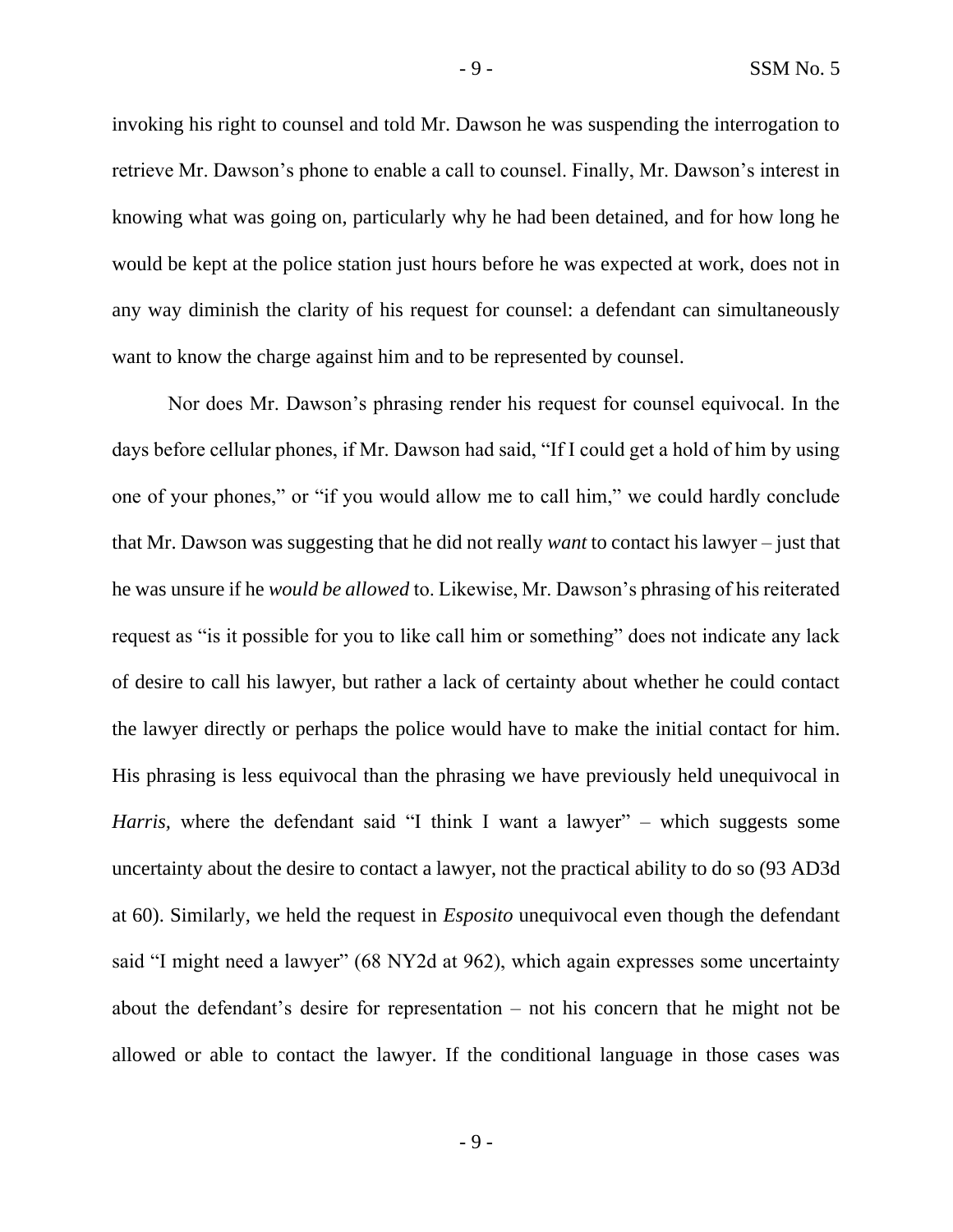invoking his right to counsel and told Mr. Dawson he was suspending the interrogation to retrieve Mr. Dawson's phone to enable a call to counsel. Finally, Mr. Dawson's interest in knowing what was going on, particularly why he had been detained, and for how long he would be kept at the police station just hours before he was expected at work, does not in any way diminish the clarity of his request for counsel: a defendant can simultaneously want to know the charge against him and to be represented by counsel.

Nor does Mr. Dawson's phrasing render his request for counsel equivocal. In the days before cellular phones, if Mr. Dawson had said, "If I could get a hold of him by using one of your phones," or "if you would allow me to call him," we could hardly conclude that Mr. Dawson was suggesting that he did not really *want* to contact his lawyer – just that he was unsure if he *would be allowed* to. Likewise, Mr. Dawson's phrasing of his reiterated request as "is it possible for you to like call him or something" does not indicate any lack of desire to call his lawyer, but rather a lack of certainty about whether he could contact the lawyer directly or perhaps the police would have to make the initial contact for him. His phrasing is less equivocal than the phrasing we have previously held unequivocal in *Harris,* where the defendant said "I think I want a lawyer" – which suggests some uncertainty about the desire to contact a lawyer, not the practical ability to do so (93 AD3d at 60). Similarly, we held the request in *Esposito* unequivocal even though the defendant said "I might need a lawyer" (68 NY2d at 962), which again expresses some uncertainty about the defendant's desire for representation – not his concern that he might not be allowed or able to contact the lawyer. If the conditional language in those cases was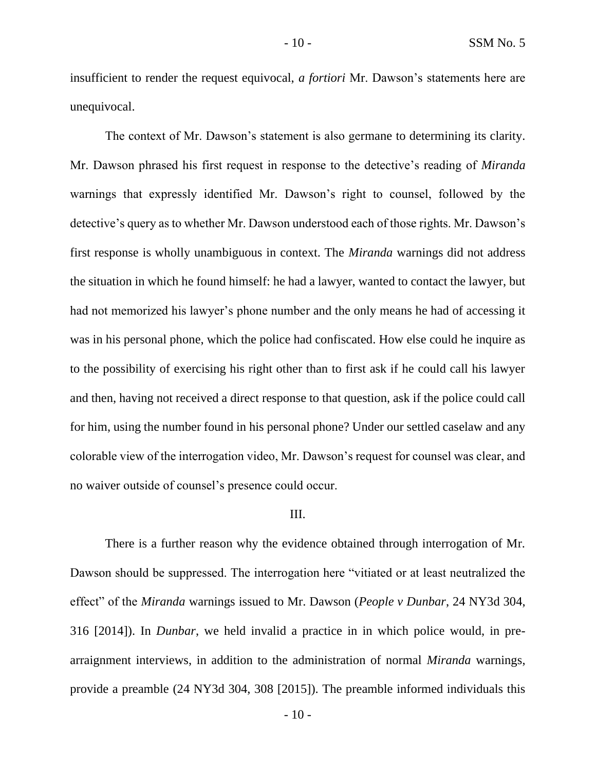insufficient to render the request equivocal, *a fortiori* Mr. Dawson's statements here are unequivocal.

The context of Mr. Dawson's statement is also germane to determining its clarity. Mr. Dawson phrased his first request in response to the detective's reading of *Miranda* warnings that expressly identified Mr. Dawson's right to counsel, followed by the detective's query as to whether Mr. Dawson understood each of those rights. Mr. Dawson's first response is wholly unambiguous in context. The *Miranda* warnings did not address the situation in which he found himself: he had a lawyer, wanted to contact the lawyer, but had not memorized his lawyer's phone number and the only means he had of accessing it was in his personal phone, which the police had confiscated. How else could he inquire as to the possibility of exercising his right other than to first ask if he could call his lawyer and then, having not received a direct response to that question, ask if the police could call for him, using the number found in his personal phone? Under our settled caselaw and any colorable view of the interrogation video, Mr. Dawson's request for counsel was clear, and no waiver outside of counsel's presence could occur.

III.

There is a further reason why the evidence obtained through interrogation of Mr. Dawson should be suppressed. The interrogation here "vitiated or at least neutralized the effect" of the *Miranda* warnings issued to Mr. Dawson (*People v Dunbar*, 24 NY3d 304, 316 [2014]). In *Dunbar*, we held invalid a practice in in which police would, in pre-arraignment interviews, in addition to the administration of normal *Miranda* warnings, provide a preamble (24 NY3d 304, 308 [2015]). The preamble informed individuals this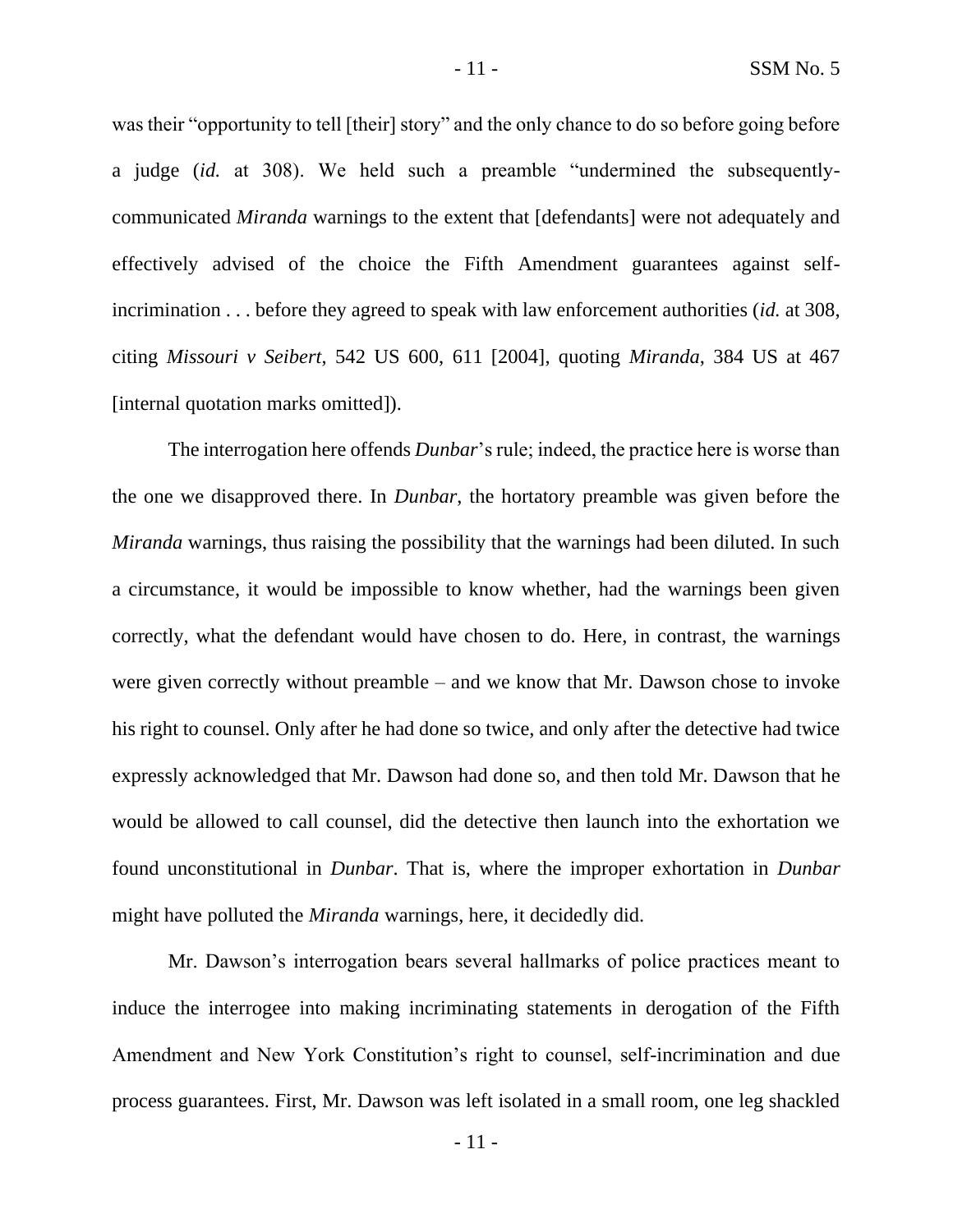was their "opportunity to tell [their] story" and the only chance to do so before going before a judge (*id.* at 308). We held such a preamble "undermined the subsequently-communicated *Miranda* warnings to the extent that [defendants] were not adequately and effectively advised of the choice the Fifth Amendment guarantees against self-incrimination . . . before they agreed to speak with law enforcement authorities (*id.* at 308, citing *Missouri v Seibert*, 542 US 600, 611 [2004], quoting *Miranda*, 384 US at 467 [internal quotation marks omitted]).

The interrogation here offends *Dunbar*'s rule; indeed, the practice here is worse than the one we disapproved there. In *Dunbar*, the hortatory preamble was given before the *Miranda* warnings, thus raising the possibility that the warnings had been diluted. In such a circumstance, it would be impossible to know whether, had the warnings been given correctly, what the defendant would have chosen to do. Here, in contrast, the warnings were given correctly without preamble – and we know that Mr. Dawson chose to invoke his right to counsel. Only after he had done so twice, and only after the detective had twice expressly acknowledged that Mr. Dawson had done so, and then told Mr. Dawson that he would be allowed to call counsel, did the detective then launch into the exhortation we found unconstitutional in *Dunbar*. That is, where the improper exhortation in *Dunbar* might have polluted the *Miranda* warnings, here, it decidedly did.

Mr. Dawson's interrogation bears several hallmarks of police practices meant to induce the interrogee into making incriminating statements in derogation of the Fifth Amendment and New York Constitution's right to counsel, self-incrimination and due process guarantees. First, Mr. Dawson was left isolated in a small room, one leg shackled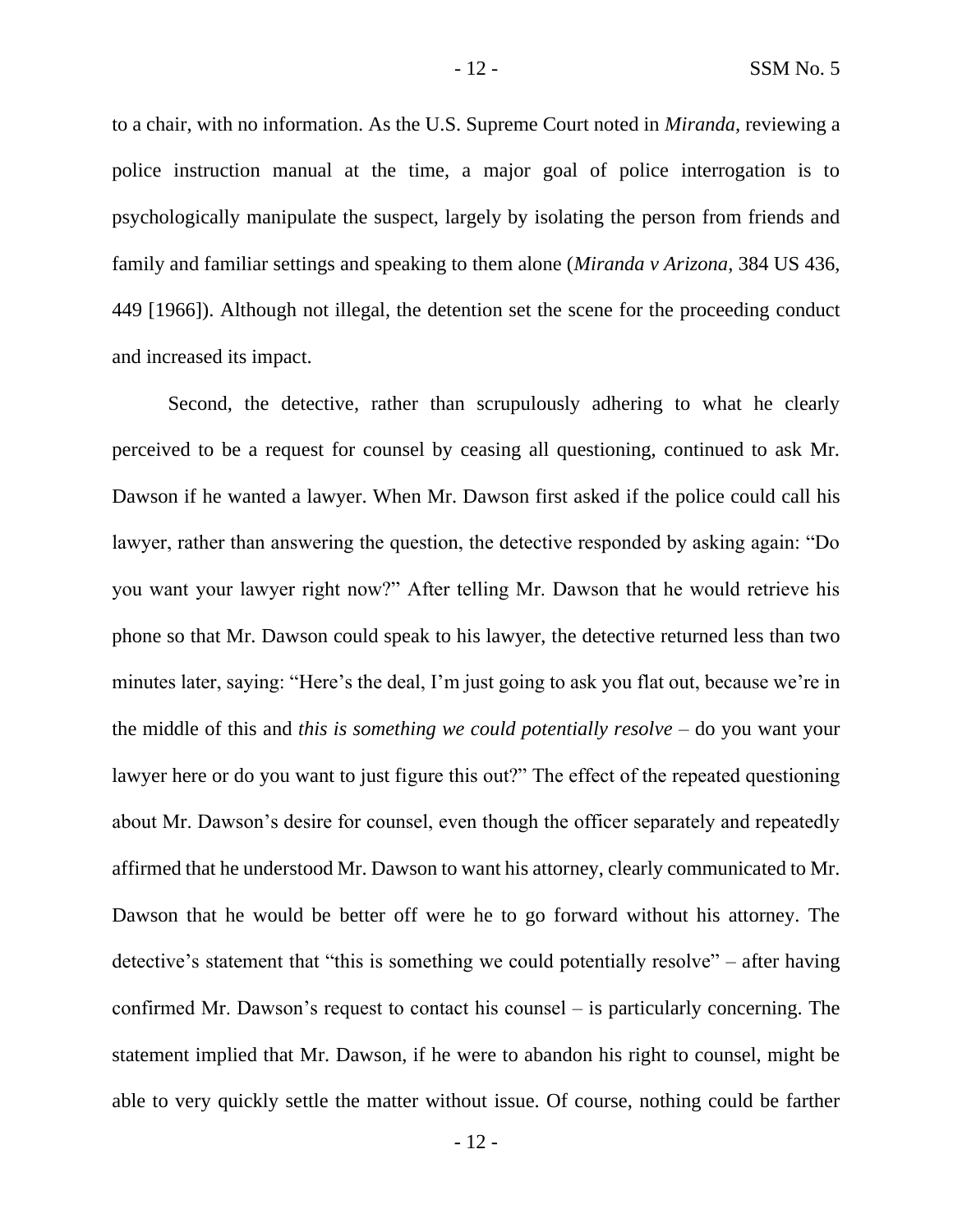to a chair, with no information. As the U.S. Supreme Court noted in *Miranda*, reviewing a police instruction manual at the time, a major goal of police interrogation is to psychologically manipulate the suspect, largely by isolating the person from friends and family and familiar settings and speaking to them alone (*Miranda v Arizona*, 384 US 436, 449 [1966]). Although not illegal, the detention set the scene for the proceeding conduct and increased its impact.

Second, the detective, rather than scrupulously adhering to what he clearly perceived to be a request for counsel by ceasing all questioning, continued to ask Mr. Dawson if he wanted a lawyer. When Mr. Dawson first asked if the police could call his lawyer, rather than answering the question, the detective responded by asking again: "Do you want your lawyer right now?" After telling Mr. Dawson that he would retrieve his phone so that Mr. Dawson could speak to his lawyer, the detective returned less than two minutes later, saying: "Here's the deal, I'm just going to ask you flat out, because we're in the middle of this and *this is something we could potentially resolve* – do you want your lawyer here or do you want to just figure this out?" The effect of the repeated questioning about Mr. Dawson's desire for counsel, even though the officer separately and repeatedly affirmed that he understood Mr. Dawson to want his attorney, clearly communicated to Mr. Dawson that he would be better off were he to go forward without his attorney. The detective's statement that "this is something we could potentially resolve" – after having confirmed Mr. Dawson's request to contact his counsel – is particularly concerning. The statement implied that Mr. Dawson, if he were to abandon his right to counsel, might be able to very quickly settle the matter without issue. Of course, nothing could be farther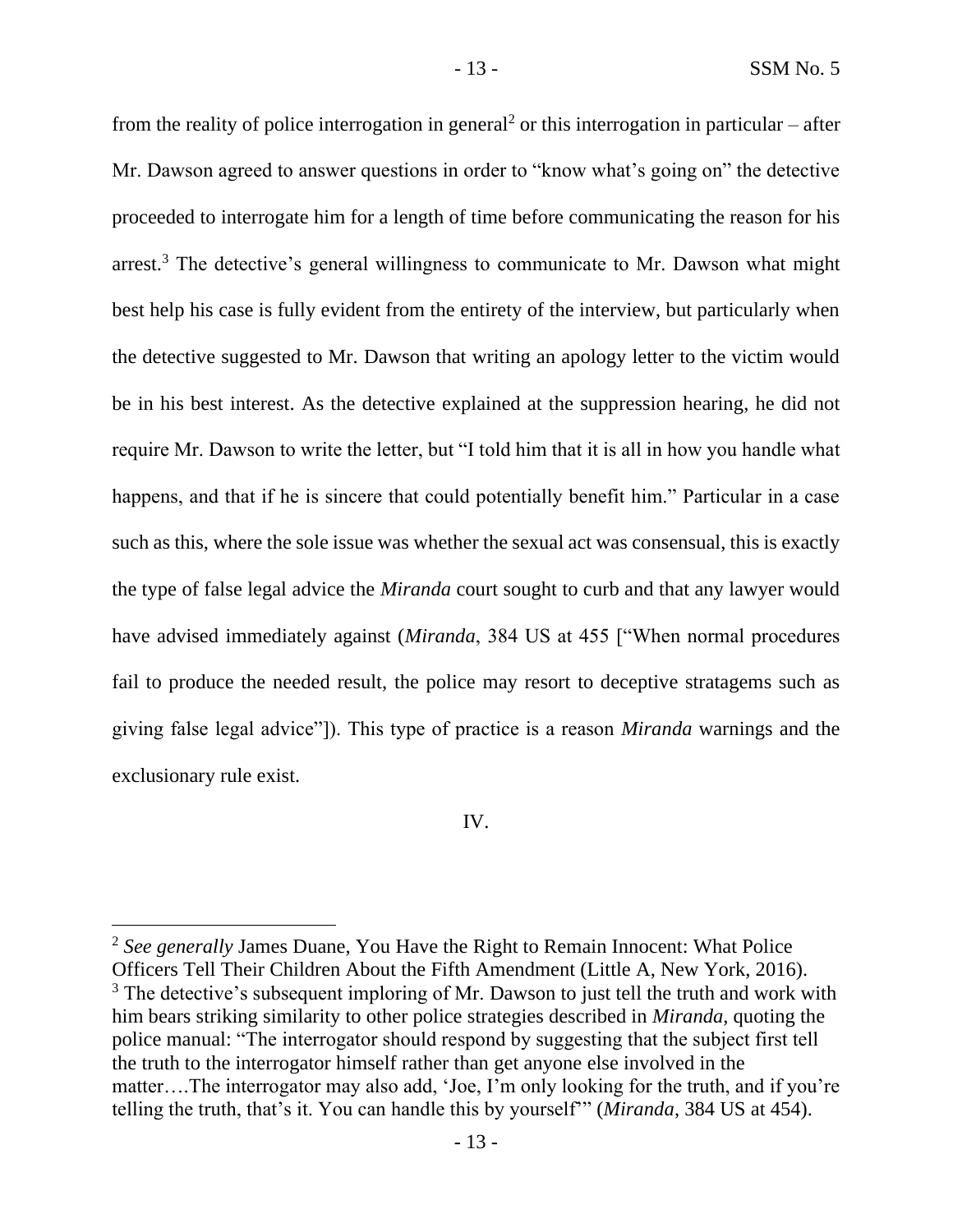from the reality of police interrogation in general[2] or this interrogation in particular – after Mr. Dawson agreed to answer questions in order to "know what's going on" the detective proceeded to interrogate him for a length of time before communicating the reason for his arrest.[3] The detective's general willingness to communicate to Mr. Dawson what might best help his case is fully evident from the entirety of the interview, but particularly when the detective suggested to Mr. Dawson that writing an apology letter to the victim would be in his best interest. As the detective explained at the suppression hearing, he did not require Mr. Dawson to write the letter, but "I told him that it is all in how you handle what happens, and that if he is sincere that could potentially benefit him." Particular in a case such as this, where the sole issue was whether the sexual act was consensual, this is exactly the type of false legal advice the *Miranda* court sought to curb and that any lawyer would have advised immediately against (*Miranda*, 384 US at 455 ["When normal procedures fail to produce the needed result, the police may resort to deceptive stratagems such as giving false legal advice"]). This type of practice is a reason *Miranda* warnings and the exclusionary rule exist.

IV.

---

[2] *See generally* James Duane, You Have the Right to Remain Innocent: What Police Officers Tell Their Children About the Fifth Amendment (Little A, New York, 2016).

[3] The detective's subsequent imploring of Mr. Dawson to just tell the truth and work with him bears striking similarity to other police strategies described in *Miranda*, quoting the police manual: "The interrogator should respond by suggesting that the subject first tell the truth to the interrogator himself rather than get anyone else involved in the matter….The interrogator may also add, 'Joe, I'm only looking for the truth, and if you're telling the truth, that's it. You can handle this by yourself'" (*Miranda*, 384 US at 454).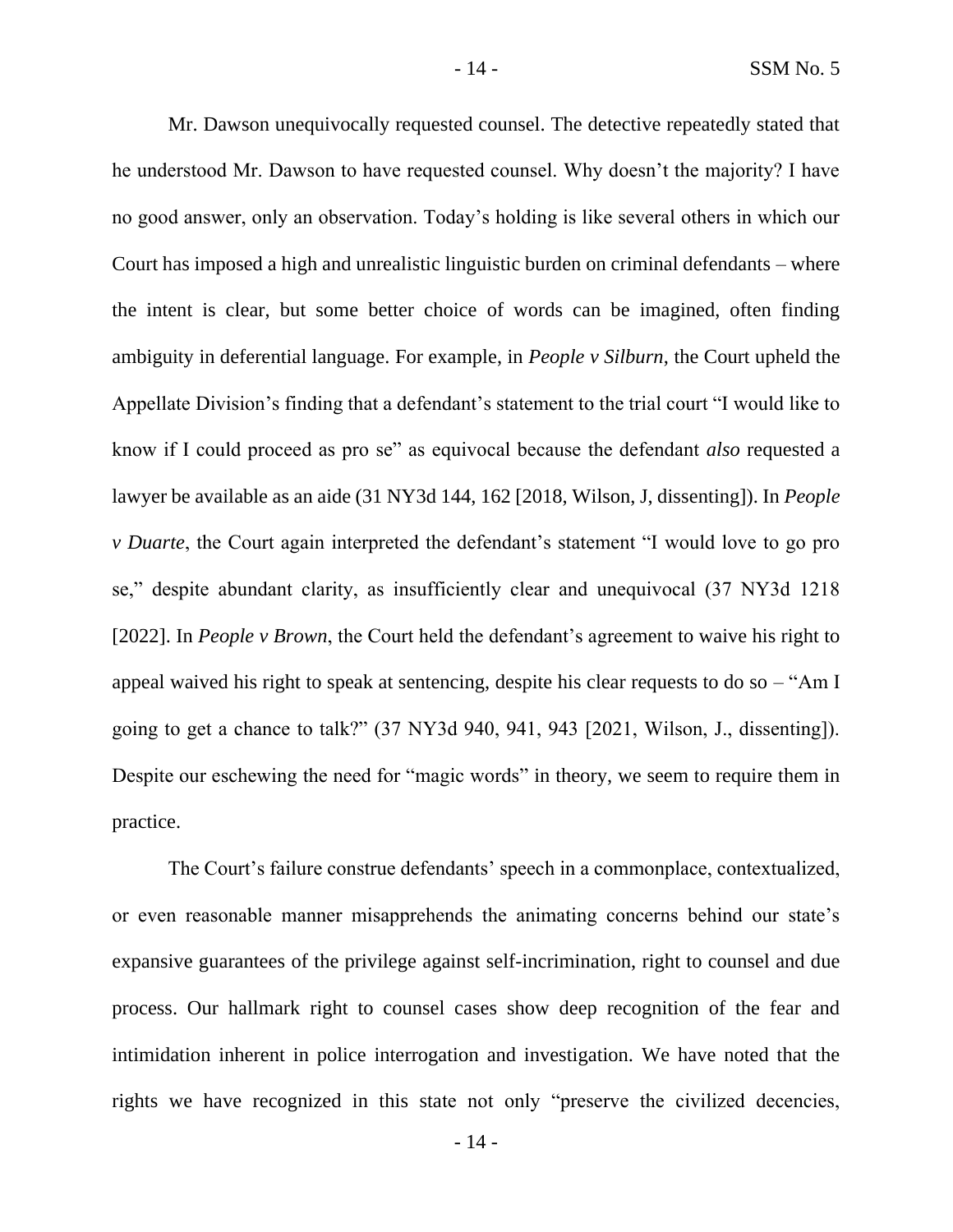Mr. Dawson unequivocally requested counsel. The detective repeatedly stated that he understood Mr. Dawson to have requested counsel. Why doesn't the majority? I have no good answer, only an observation. Today's holding is like several others in which our Court has imposed a high and unrealistic linguistic burden on criminal defendants – where the intent is clear, but some better choice of words can be imagined, often finding ambiguity in deferential language. For example, in *People v Silburn*, the Court upheld the Appellate Division's finding that a defendant's statement to the trial court "I would like to know if I could proceed as pro se" as equivocal because the defendant *also* requested a lawyer be available as an aide (31 NY3d 144, 162 [2018, Wilson, J, dissenting]). In *People v Duarte*, the Court again interpreted the defendant's statement "I would love to go pro se," despite abundant clarity, as insufficiently clear and unequivocal (37 NY3d 1218 [2022]. In *People v Brown*, the Court held the defendant's agreement to waive his right to appeal waived his right to speak at sentencing, despite his clear requests to do so – "Am I going to get a chance to talk?" (37 NY3d 940, 941, 943 [2021, Wilson, J., dissenting]). Despite our eschewing the need for "magic words" in theory, we seem to require them in practice.

The Court's failure construe defendants' speech in a commonplace, contextualized, or even reasonable manner misapprehends the animating concerns behind our state's expansive guarantees of the privilege against self-incrimination, right to counsel and due process. Our hallmark right to counsel cases show deep recognition of the fear and intimidation inherent in police interrogation and investigation. We have noted that the rights we have recognized in this state not only "preserve the civilized decencies,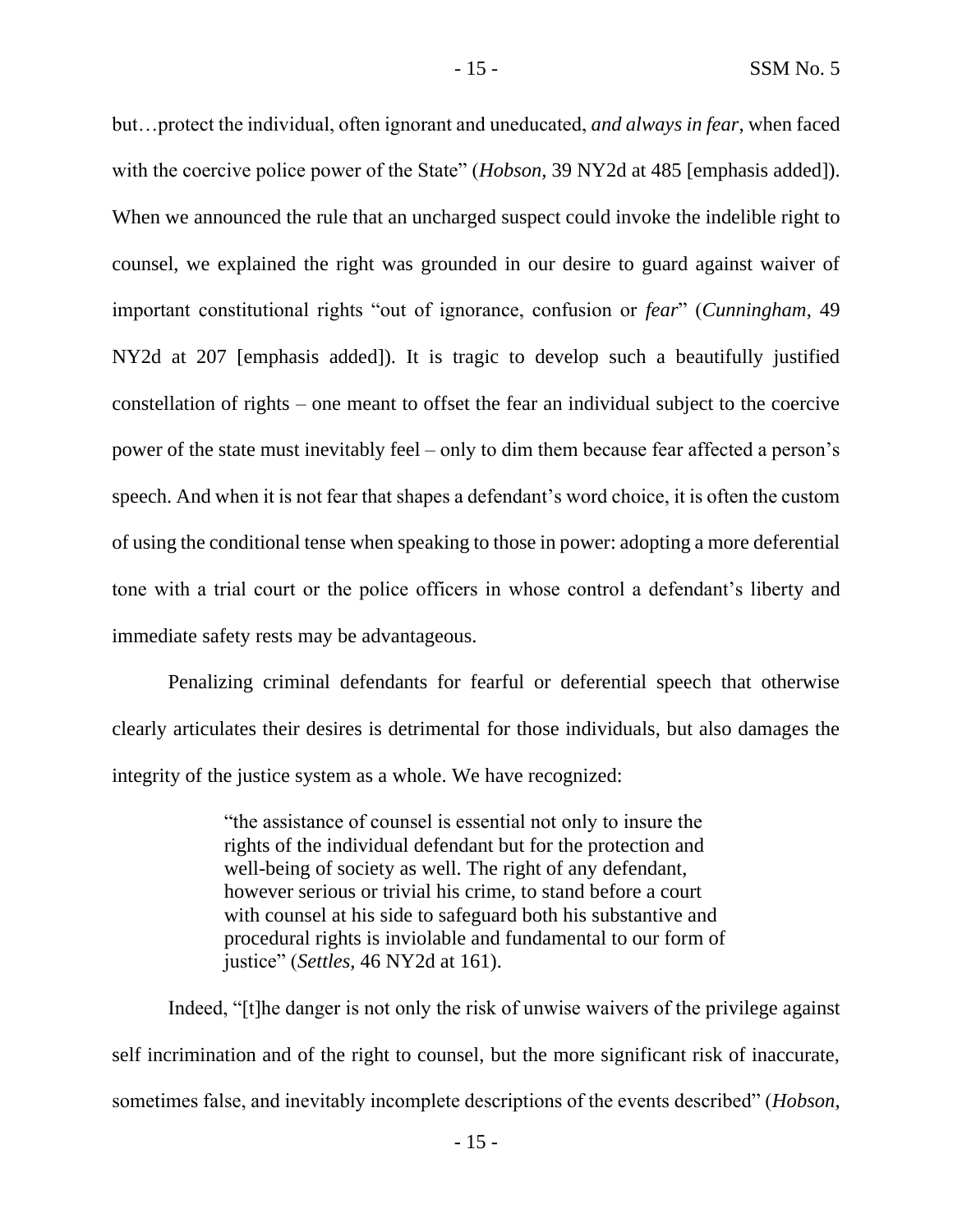but…protect the individual, often ignorant and uneducated, *and always in fear*, when faced with the coercive police power of the State" (*Hobson*, 39 NY2d at 485 [emphasis added]). When we announced the rule that an uncharged suspect could invoke the indelible right to counsel, we explained the right was grounded in our desire to guard against waiver of important constitutional rights "out of ignorance, confusion or *fear*" (*Cunningham*, 49 NY2d at 207 [emphasis added]). It is tragic to develop such a beautifully justified constellation of rights – one meant to offset the fear an individual subject to the coercive power of the state must inevitably feel – only to dim them because fear affected a person's speech. And when it is not fear that shapes a defendant's word choice, it is often the custom of using the conditional tense when speaking to those in power: adopting a more deferential tone with a trial court or the police officers in whose control a defendant's liberty and immediate safety rests may be advantageous.

Penalizing criminal defendants for fearful or deferential speech that otherwise clearly articulates their desires is detrimental for those individuals, but also damages the integrity of the justice system as a whole. We have recognized:

> "the assistance of counsel is essential not only to insure the rights of the individual defendant but for the protection and well-being of society as well. The right of any defendant, however serious or trivial his crime, to stand before a court with counsel at his side to safeguard both his substantive and procedural rights is inviolable and fundamental to our form of justice" (*Settles*, 46 NY2d at 161).

Indeed, "[t]he danger is not only the risk of unwise waivers of the privilege against self incrimination and of the right to counsel, but the more significant risk of inaccurate, sometimes false, and inevitably incomplete descriptions of the events described" (*Hobson*,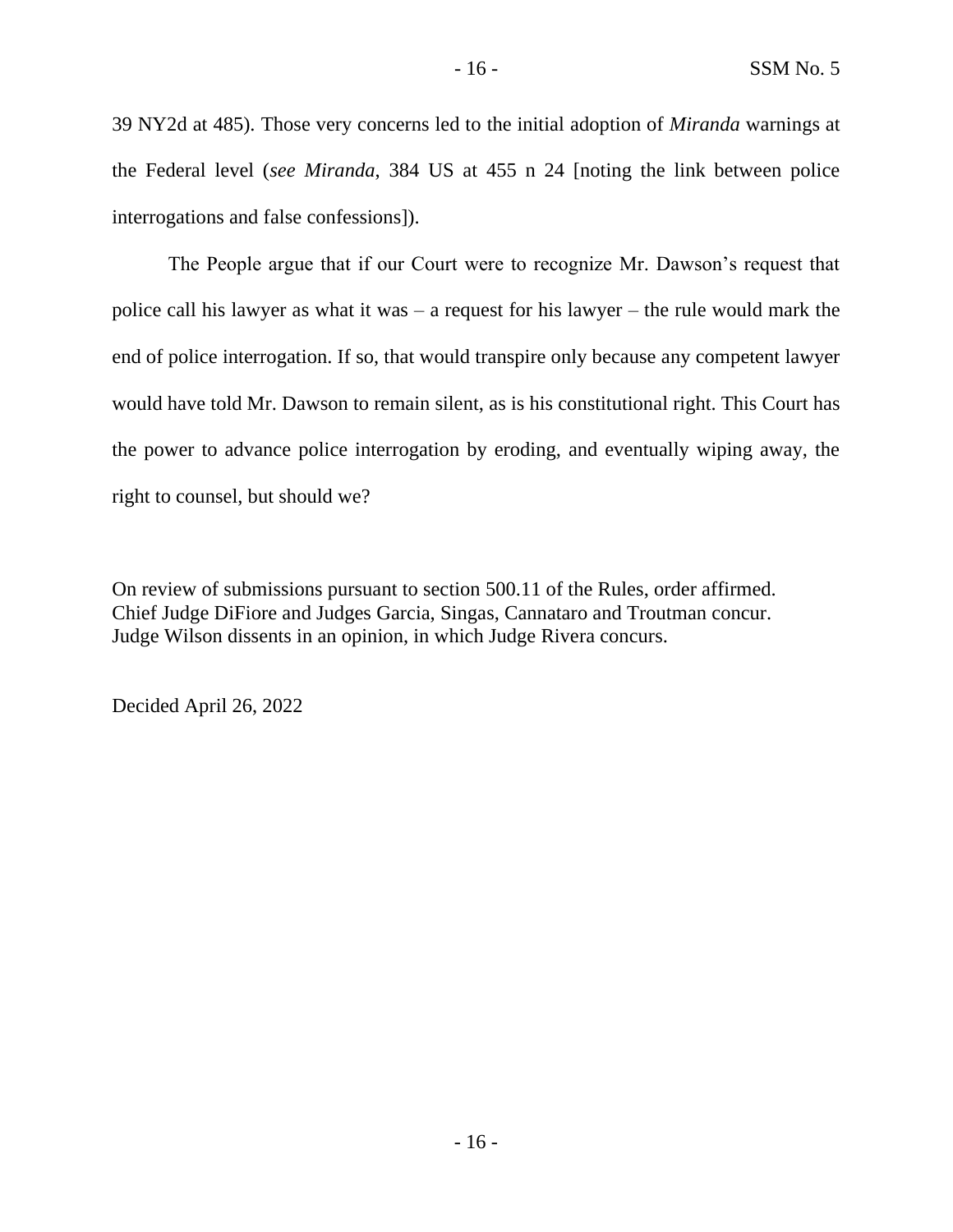39 NY2d at 485). Those very concerns led to the initial adoption of *Miranda* warnings at the Federal level (*see Miranda*, 384 US at 455 n 24 [noting the link between police interrogations and false confessions]).

The People argue that if our Court were to recognize Mr. Dawson's request that police call his lawyer as what it was – a request for his lawyer – the rule would mark the end of police interrogation. If so, that would transpire only because any competent lawyer would have told Mr. Dawson to remain silent, as is his constitutional right. This Court has the power to advance police interrogation by eroding, and eventually wiping away, the right to counsel, but should we?

On review of submissions pursuant to section 500.11 of the Rules, order affirmed.
Chief Judge DiFiore and Judges Garcia, Singas, Cannataro and Troutman concur.
Judge Wilson dissents in an opinion, in which Judge Rivera concurs.

Decided April 26, 2022